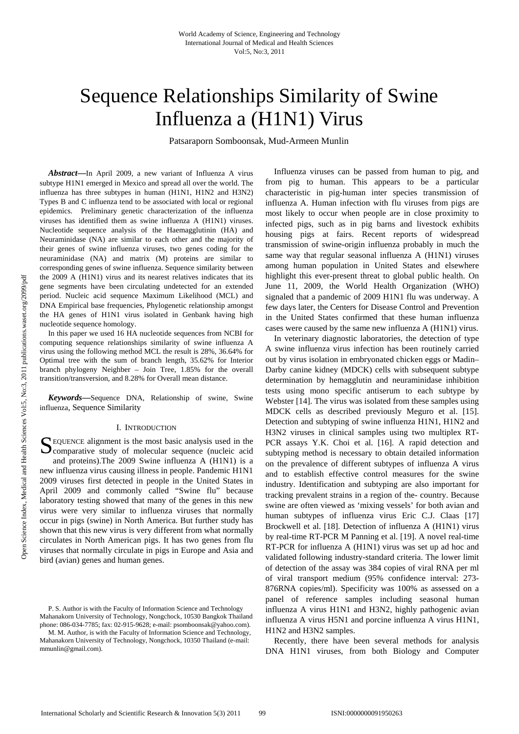# Sequence Relationships Similarity of Swine Influenza a (H1N1) Virus

Patsaraporn Somboonsak, Mud-Armeen Munlin

***Abstract*—**In April 2009, a new variant of Influenza A virus subtype H1N1 emerged in Mexico and spread all over the world. The influenza has three subtypes in human (H1N1, H1N2 and H3N2) Types B and C influenza tend to be associated with local or regional epidemics. Preliminary genetic characterization of the influenza viruses has identified them as swine influenza A (H1N1) viruses. Nucleotide sequence analysis of the Haemagglutinin (HA) and Neuraminidase (NA) are similar to each other and the majority of their genes of swine influenza viruses, two genes coding for the neuraminidase (NA) and matrix (M) proteins are similar to corresponding genes of swine influenza. Sequence similarity between the 2009 A (H1N1) virus and its nearest relatives indicates that its gene segments have been circulating undetected for an extended period. Nucleic acid sequence Maximum Likelihood (MCL) and DNA Empirical base frequencies, Phylogenetic relationship amongst the HA genes of H1N1 virus isolated in Genbank having high nucleotide sequence homology.

In this paper we used 16 HA nucleotide sequences from NCBI for computing sequence relationships similarity of swine influenza A virus using the following method MCL the result is 28%, 36.64% for Optimal tree with the sum of branch length, 35.62% for Interior branch phylogeny Neighber – Join Tree, 1.85% for the overall transition/transversion, and 8.28% for Overall mean distance.

***Keywords*—**Sequence DNA, Relationship of swine, Swine influenza, Sequence Similarity

## I. Introduction

SEQUENCE alignment is the most basic analysis used in the comparative study of molecular sequence (nucleic acid and proteins).The 2009 Swine influenza A (H1N1) is a new influenza virus causing illness in people. Pandemic H1N1 2009 viruses first detected in people in the United States in April 2009 and commonly called "Swine flu" because laboratory testing showed that many of the genes in this new virus were very similar to influenza viruses that normally occur in pigs (swine) in North America. But further study has shown that this new virus is very different from what normally circulates in North American pigs. It has two genes from flu viruses that normally circulate in pigs in Europe and Asia and bird (avian) genes and human genes.

Influenza viruses can be passed from human to pig, and from pig to human. This appears to be a particular characteristic in pig-human inter species transmission of influenza A. Human infection with flu viruses from pigs are most likely to occur when people are in close proximity to infected pigs, such as in pig barns and livestock exhibits housing pigs at fairs. Recent reports of widespread transmission of swine-origin influenza probably in much the same way that regular seasonal influenza A (H1N1) viruses among human population in United States and elsewhere highlight this ever-present threat to global public health. On June 11, 2009, the World Health Organization (WHO) signaled that a pandemic of 2009 H1N1 flu was underway. A few days later, the Centers for Disease Control and Prevention in the United States confirmed that these human influenza cases were caused by the same new influenza A (H1N1) virus.

In veterinary diagnostic laboratories, the detection of type A swine influenza virus infection has been routinely carried out by virus isolation in embryonated chicken eggs or Madin–Darby canine kidney (MDCK) cells with subsequent subtype determination by hemagglutin and neuraminidase inhibition tests using mono specific antiserum to each subtype by Webster [14]. The virus was isolated from these samples using MDCK cells as described previously Meguro et al. [15]. Detection and subtyping of swine influenza H1N1, H1N2 and H3N2 viruses in clinical samples using two multiplex RT-PCR assays Y.K. Choi et al. [16]. A rapid detection and subtyping method is necessary to obtain detailed information on the prevalence of different subtypes of influenza A virus and to establish effective control measures for the swine industry. Identification and subtyping are also important for tracking prevalent strains in a region of the- country. Because swine are often viewed as 'mixing vessels' for both avian and human subtypes of influenza virus Eric C.J. Claas [17] Brockwell et al. [18]. Detection of influenza A (H1N1) virus by real-time RT-PCR M Panning et al. [19]. A novel real-time RT-PCR for influenza A (H1N1) virus was set up ad hoc and validated following industry-standard criteria. The lower limit of detection of the assay was 384 copies of viral RNA per ml of viral transport medium (95% confidence interval: 273-876RNA copies/ml). Specificity was 100% as assessed on a panel of reference samples including seasonal human influenza A virus H1N1 and H3N2, highly pathogenic avian influenza A virus H5N1 and porcine influenza A virus H1N1, H1N2 and H3N2 samples.

Recently, there have been several methods for analysis DNA H1N1 viruses, from both Biology and Computer

P. S. Author is with the Faculty of Information Science and Technology Mahanakorn University of Technology, Nongchock, 10530 Bangkok Thailand phone: 086-034-7785; fax: 02-915-9628; e-mail: psomboonsak@yahoo.com).

M. M. Author, is with the Faculty of Information Science and Technology, Mahanakorn University of Technology, Nongchock, 10350 Thailand (e-mail: mmunlin@gmail.com).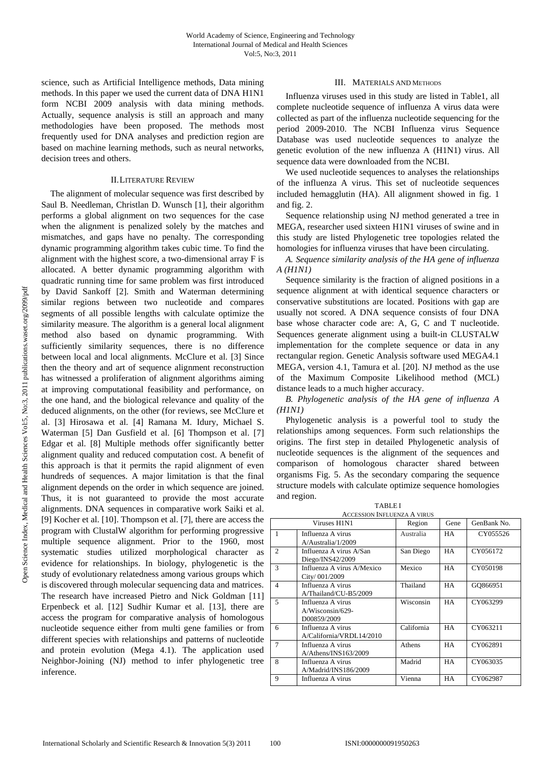science, such as Artificial Intelligence methods, Data mining methods. In this paper we used the current data of DNA H1N1 form NCBI 2009 analysis with data mining methods. Actually, sequence analysis is still an approach and many methodologies have been proposed. The methods most frequently used for DNA analyses and prediction region are based on machine learning methods, such as neural networks, decision trees and others.

## II. Literature Review

The alignment of molecular sequence was first described by Saul B. Needleman, Christlan D. Wunsch [1], their algorithm performs a global alignment on two sequences for the case when the alignment is penalized solely by the matches and mismatches, and gaps have no penalty. The corresponding dynamic programming algorithm takes cubic time. To find the alignment with the highest score, a two-dimensional array F is allocated. A better dynamic programming algorithm with quadratic running time for same problem was first introduced by David Sankoff [2]. Smith and Waterman determining similar regions between two nucleotide and compares segments of all possible lengths with calculate optimize the similarity measure. The algorithm is a general local alignment method also based on dynamic programming. With sufficiently similarity sequences, there is no difference between local and local alignments. McClure et al. [3] Since then the theory and art of sequence alignment reconstruction has witnessed a proliferation of alignment algorithms aiming at improving computational feasibility and performance, on the one hand, and the biological relevance and quality of the deduced alignments, on the other (for reviews, see McClure et al. [3] Hirosawa et al. [4] Ramana M. Idury, Michael S. Waterman [5] Dan Gusfield et al. [6] Thompson et al. [7] Edgar et al. [8] Multiple methods offer significantly better alignment quality and reduced computation cost. A benefit of this approach is that it permits the rapid alignment of even hundreds of sequences. A major limitation is that the final alignment depends on the order in which sequence are joined. Thus, it is not guaranteed to provide the most accurate alignments. DNA sequences in comparative work Saiki et al. [9] Kocher et al. [10]. Thompson et al. [7], there are access the program with ClustalW algorithm for performing progressive multiple sequence alignment. Prior to the 1960, most systematic studies utilized morphological character as evidence for relationships. In biology, phylogenetic is the study of evolutionary relatedness among various groups which is discovered through molecular sequencing data and matrices. The research have increased Pietro and Nick Goldman [11] Erpenbeck et al. [12] Sudhir Kumar et al. [13], there are access the program for comparative analysis of homologous nucleotide sequence either from multi gene families or from different species with relationships and patterns of nucleotide and protein evolution (Mega 4.1). The application used Neighbor-Joining (NJ) method to infer phylogenetic tree inference.

## III. Materials and Methods

Influenza viruses used in this study are listed in Table1, all complete nucleotide sequence of influenza A virus data were collected as part of the influenza nucleotide sequencing for the period 2009-2010. The NCBI Influenza virus Sequence Database was used nucleotide sequences to analyze the genetic evolution of the new influenza A (H1N1) virus. All sequence data were downloaded from the NCBI.

We used nucleotide sequences to analyses the relationships of the influenza A virus. This set of nucleotide sequences included hemagglutin (HA). All alignment showed in fig. 1 and fig. 2.

Sequence relationship using NJ method generated a tree in MEGA, researcher used sixteen H1N1 viruses of swine and in this study are listed Phylogenetic tree topologies related the homologies for influenza viruses that have been circulating.

### *A. Sequence similarity analysis of the HA gene of influenza A (H1N1)*

Sequence similarity is the fraction of aligned positions in a sequence alignment at with identical sequence characters or conservative substitutions are located. Positions with gap are usually not scored. A DNA sequence consists of four DNA base whose character code are: A, G, C and T nucleotide. Sequences generate alignment using a built-in CLUSTALW implementation for the complete sequence or data in any rectangular region. Genetic Analysis software used MEGA4.1 MEGA, version 4.1, Tamura et al. [20]. NJ method as the use of the Maximum Composite Likelihood method (MCL) distance leads to a much higher accuracy.

### *B. Phylogenetic analysis of the HA gene of influenza A (H1N1)*

Phylogenetic analysis is a powerful tool to study the relationships among sequences. Form such relationships the origins. The first step in detailed Phylogenetic analysis of nucleotide sequences is the alignment of the sequences and comparison of homologous character shared between organisms Fig. 5. As the secondary comparing the sequence structure models with calculate optimize sequence homologies and region.

TABLE I
Accession Influenza A virus

| Viruses H1N1 | | Region | Gene | GenBank No. |
|---|---|---|---|---|
| 1 | Influenza A virus A/Australia/1/2009 | Australia | HA | CY055526 |
| 2 | Influenza A virus A/San Diego/INS42/2009 | San Diego | HA | CY056172 |
| 3 | Influenza A virus A/Mexico City/ 001/2009 | Mexico | HA | CY050198 |
| 4 | Influenza A virus A/Thailand/CU-B5/2009 | Thailand | HA | GQ866951 |
| 5 | Influenza A virus A/Wisconsin/629-D00859/2009 | Wisconsin | HA | CY063299 |
| 6 | Influenza A virus A/California/VRDL14/2010 | California | HA | CY063211 |
| 7 | Influenza A virus A/Athens/INS163/2009 | Athens | HA | CY062891 |
| 8 | Influenza A virus A/Madrid/INS186/2009 | Madrid | HA | CY063035 |
| 9 | Influenza A virus | Vienna | HA | CY062987 |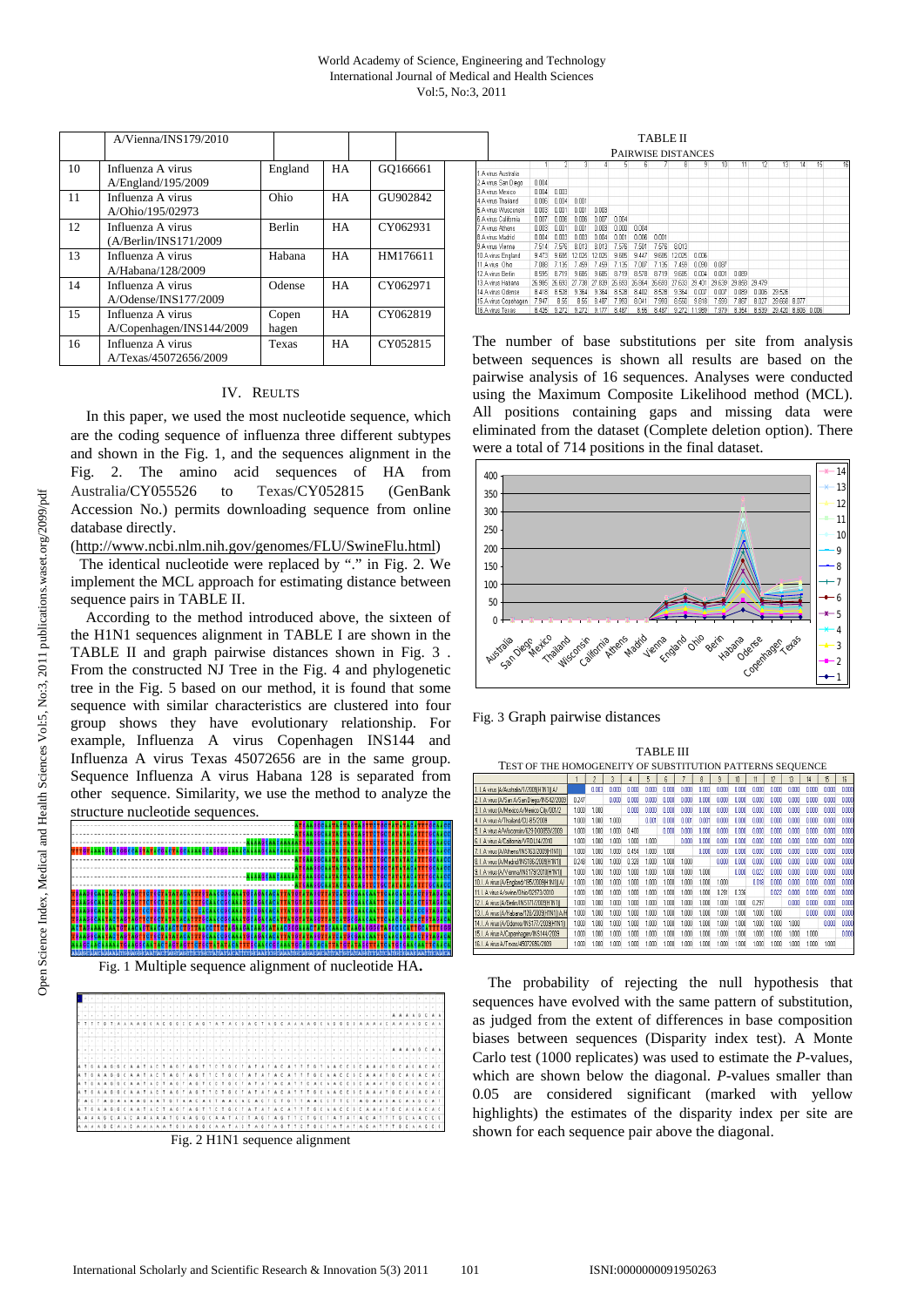| | A/Vienna/INS179/2010 | | | |
|---|---|---|---|---|
| 10 | Influenza A virus A/England/195/2009 | England | HA | GQ166661 |
| 11 | Influenza A virus A/Ohio/195/02973 | Ohio | HA | GU902842 |
| 12 | Influenza A virus (A/Berlin/INS171/2009 | Berlin | HA | CY062931 |
| 13 | Influenza A virus A/Habana/128/2009 | Habana | HA | HM176611 |
| 14 | Influenza A virus A/Odense/INS177/2009 | Odense | HA | CY062971 |
| 15 | Influenza A virus A/Copenhagen/INS144/2009 | Copen hagen | HA | CY062819 |
| 16 | Influenza A virus A/Texas/45072656/2009 | Texas | HA | CY052815 |

## IV. REULTS

In this paper, we used the most nucleotide sequence, which are the coding sequence of influenza three different subtypes and shown in the Fig. 1, and the sequences alignment in the Fig. 2. The amino acid sequences of HA from Australia/CY055526 to Texas/CY052815 (GenBank Accession No.) permits downloading sequence from online database directly.

(http://www.ncbi.nlm.nih.gov/genomes/FLU/SwineFlu.html)

The identical nucleotide were replaced by "." in Fig. 2. We implement the MCL approach for estimating distance between sequence pairs in TABLE II.

According to the method introduced above, the sixteen of the H1N1 sequences alignment in TABLE I are shown in the TABLE II and graph pairwise distances shown in Fig. 3 . From the constructed NJ Tree in the Fig. 4 and phylogenetic tree in the Fig. 5 based on our method, it is found that some sequence with similar characteristics are clustered into four group shows they have evolutionary relationship. For example, Influenza A virus Copenhagen INS144 and Influenza A virus Texas 45072656 are in the same group. Sequence Influenza A virus Habana 128 is separated from other sequence. Similarity, we use the method to analyze the structure nucleotide sequences.

Fig. 1 Multiple sequence alignment of nucleotide HA.

Fig. 2 H1N1 sequence alignment

TABLE II
PAIRWISE DISTANCES

| | 1 | 2 | 3 | 4 | 5 | 6 | 7 | 8 | 9 | 10 | 11 | 12 | 13 | 14 | 15 | 16 |
|---|---|---|---|---|---|---|---|---|---|---|---|---|---|---|---|---|
| 1.A virus Australia | | | | | | | | | | | | | | | | |
| 2.A virus San Diego | 0.004 | | | | | | | | | | | | | | | |
| 3.A virus Mexico | 0.004 | 0.003 | | | | | | | | | | | | | | |
| 4.A virus Thailand | 0.006 | 0.004 | 0.001 | | | | | | | | | | | | | |
| 5.A virus Wisconsin | 0.003 | 0.001 | 0.001 | 0.003 | | | | | | | | | | | | |
| 6.A virus California | 0.007 | 0.006 | 0.006 | 0.007 | 0.004 | | | | | | | | | | | |
| 7.A virus Athens | 0.003 | 0.001 | 0.001 | 0.003 | 0.000 | 0.004 | | | | | | | | | | |
| 8.A virus Madrid | 0.004 | 0.003 | 0.003 | 0.004 | 0.001 | 0.006 | 0.001 | | | | | | | | | |
| 9.A virus Vienna | 7.514 | 7.576 | 8.013 | 8.013 | 7.576 | 7.501 | 7.576 | 8.013 | | | | | | | | |
| 10.A virus England | 9.473 | 9.686 | 12.026 | 12.026 | 9.686 | 9.447 | 9.686 | 12.026 | 0.006 | | | | | | | |
| 11.A virus Ohio | 7.088 | 7.135 | 7.459 | 7.459 | 7.135 | 7.007 | 7.135 | 7.459 | 0.090 | 0.087 | | | | | | |
| 12.A virus Berlin | 8.595 | 8.719 | 9.686 | 9.685 | 8.719 | 8.578 | 8.719 | 9.685 | 0.004 | 0.001 | 0.089 | | | | | |
| 13.A virus Habana | 26.865 | 26.693 | 27.738 | 27.839 | 26.693 | 26.864 | 26.693 | 27.630 | 29.401 | 29.639 | 29.659 | 29.479 | | | | |
| 14.A virus Odense | 8.418 | 8.528 | 9.364 | 9.364 | 8.528 | 8.402 | 8.528 | 9.364 | 0.007 | 0.007 | 0.089 | 0.006 | 29.526 | | | |
| 15.A virus Copenhagen | 7.947 | 8.55 | 8.55 | 8.487 | 7.993 | 8.041 | 7.993 | 8.550 | 8.818 | 7.939 | 7.867 | 8.027 | 29.668 | 8.077 | | |
| 16.A virus Texas | 8.435 | 9.272 | 9.272 | 9.177 | 8.487 | 8.55 | 8.487 | 9.272 | 11.089 | 7.979 | 8.354 | 8.539 | 29.420 | 8.606 | 0.006 | |

The number of base substitutions per site from analysis between sequences is shown all results are based on the pairwise analysis of 16 sequences. Analyses were conducted using the Maximum Composite Likelihood method (MCL). All positions containing gaps and missing data were eliminated from the dataset (Complete deletion option). There were a total of 714 positions in the final dataset.

Fig. 3 Graph pairwise distances

TABLE III
TEST OF THE HOMOGENEITY OF SUBSTITUTION PATTERNS SEQUENCE

| | 1 | 2 | 3 | 4 | 5 | 6 | 7 | 8 | 9 | 10 | 11 | 12 | 13 | 14 | 15 | 16 |
|---|---|---|---|---|---|---|---|---|---|---|---|---|---|---|---|---|
| 1. A virus (A/Australia/1/2009(H1N1)) A/ | | 0.003 | 0.000 | 0.000 | 0.000 | 0.000 | 0.000 | 0.000 | 0.000 | 0.000 | 0.000 | 0.000 | 0.000 | 0.000 | 0.000 | 0.000 |
| 2. A virus (A/San A/San Diego/INS427/2009 | 0.247 | | 0.000 | 0.000 | 0.000 | 0.000 | 0.000 | 0.000 | 0.000 | 0.000 | 0.000 | 0.000 | 0.000 | 0.000 | 0.000 | 0.000 |
| 3. A virus (A/Mexico A/Mexico City/001/2 | 1.000 | 1.000 | | 0.000 | 0.000 | 0.000 | 0.000 | 0.000 | 0.000 | 0.000 | 0.000 | 0.000 | 0.000 | 0.000 | 0.000 | 0.000 |
| 4. A virus A/Thailand/CU-B5/2009 | 1.000 | 1.000 | 1.000 | | 0.001 | 0.000 | 0.001 | 0.001 | 0.000 | 0.000 | 0.000 | 0.000 | 0.000 | 0.000 | 0.000 | 0.000 |
| 5. A virus A/Wisconsin/629-D00859/2009 | 1.000 | 1.000 | 1.000 | 0.400 | | 0.000 | 0.000 | 0.000 | 0.000 | 0.000 | 0.000 | 0.000 | 0.000 | 0.000 | 0.000 | 0.000 |
| 6. A virus A/California/VRDL14/2010 | 1.000 | 1.000 | 1.000 | 1.000 | 1.000 | | 0.000 | 0.000 | 0.000 | 0.000 | 0.000 | 0.000 | 0.000 | 0.000 | 0.000 | 0.000 |
| 7. A virus (A/Athens/INS163/2009(H1N1)) | 1.000 | 1.000 | 1.000 | 0.454 | 1.000 | 1.000 | | 0.000 | 0.000 | 0.000 | 0.000 | 0.000 | 0.000 | 0.000 | 0.000 | 0.000 |
| 8. A virus (A/Madrid/INS166/2009(H1N1)) | 0.248 | 1.000 | 1.000 | 0.328 | 1.000 | 1.000 | 1.000 | | 0.000 | 0.000 | 0.000 | 0.000 | 0.000 | 0.000 | 0.000 | 0.000 |
| 9. A virus (A/Vienna/INS179/2010(H1N1)) | 1.000 | 1.000 | 1.000 | 1.000 | 1.000 | 1.000 | 1.000 | 1.000 | | 0.000 | 0.022 | 0.000 | 0.000 | 0.000 | 0.000 | 0.000 |
| 10. A virus (A/England/195/2009(H1N1)) A/ | 1.000 | 1.000 | 1.000 | 1.000 | 1.000 | 1.000 | 1.000 | 1.000 | 1.000 | | 0.018 | 0.000 | 0.000 | 0.000 | 0.000 | 0.000 |
| 11. A virus A/swine/Ohio/02973/2010 | 1.000 | 1.000 | 1.000 | 1.000 | 1.000 | 1.000 | 1.000 | 1.000 | 0.291 | 0.336 | | 0.022 | 0.000 | 0.000 | 0.000 | 0.000 |
| 12. A virus (A/Berlin/INS171/2009(H1N1)) | 1.000 | 1.000 | 1.000 | 1.000 | 1.000 | 1.000 | 1.000 | 1.000 | 1.000 | 1.000 | 0.297 | | 0.000 | 0.000 | 0.000 | 0.000 |
| 13. A virus (A/Habana/128/2009(H1N1)) A/H | 1.000 | 1.000 | 1.000 | 1.000 | 1.000 | 1.000 | 1.000 | 1.000 | 1.000 | 1.000 | 1.000 | 1.000 | | 0.000 | 0.000 | 0.000 |
| 14. A virus (A/Odense/INS177/2009(H1N1)) | 1.000 | 1.000 | 1.000 | 1.000 | 1.000 | 1.000 | 1.000 | 1.000 | 1.000 | 1.000 | 1.000 | 1.000 | 1.000 | | 0.000 | 0.000 |
| 15. A virus A/Copenhagen/INS144/2009 | 1.000 | 1.000 | 1.000 | 1.000 | 1.000 | 1.000 | 1.000 | 1.000 | 1.000 | 1.000 | 1.000 | 1.000 | 1.000 | 1.000 | | 0.000 |
| 16. A virus A/Texas/45072656/2009 | 1.000 | 1.000 | 1.000 | 1.000 | 1.000 | 1.000 | 1.000 | 1.000 | 1.000 | 1.000 | 1.000 | 1.000 | 1.000 | 1.000 | 1.000 | |

The probability of rejecting the null hypothesis that sequences have evolved with the same pattern of substitution, as judged from the extent of differences in base composition biases between sequences (Disparity index test). A Monte Carlo test (1000 replicates) was used to estimate the *P*-values, which are shown below the diagonal. *P*-values smaller than 0.05 are considered significant (marked with yellow highlights) the estimates of the disparity index per site are shown for each sequence pair above the diagonal.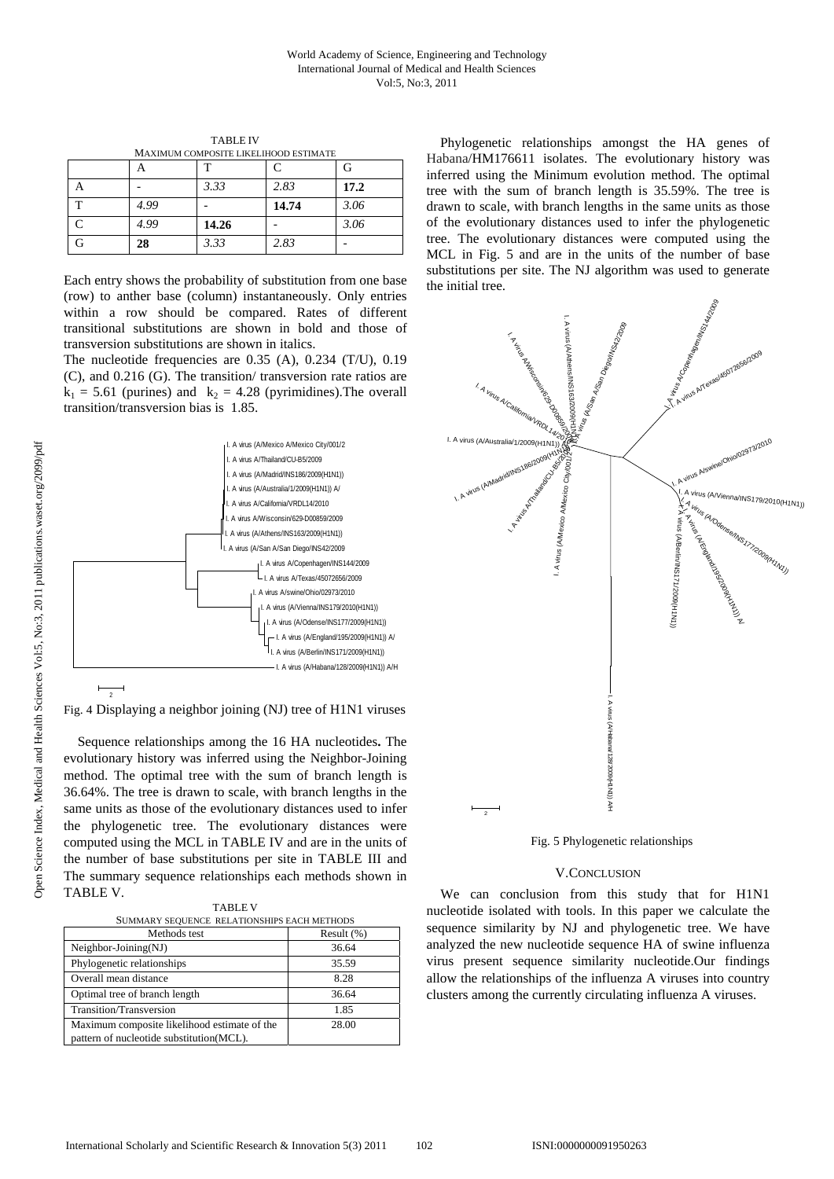TABLE IV
MAXIMUM COMPOSITE LIKELIHOOD ESTIMATE

| | A | T | C | G |
|---|---|---|---|---|
| A | - | *3.33* | *2.83* | **17.2** |
| T | *4.99* | - | **14.74** | *3.06* |
| C | *4.99* | **14.26** | - | *3.06* |
| G | **28** | *3.33* | *2.83* | - |

Each entry shows the probability of substitution from one base (row) to anther base (column) instantaneously. Only entries within a row should be compared. Rates of different transitional substitutions are shown in bold and those of transversion substitutions are shown in italics.

The nucleotide frequencies are 0.35 (A), 0.234 (T/U), 0.19 (C), and 0.216 (G). The transition/ transversion rate ratios are $k_1$ = 5.61 (purines) and $k_2$ = 4.28 (pyrimidines).The overall transition/transversion bias is 1.85.

I. A virus (A/Mexico A/Mexico City/001/2
I. A virus A/Thailand/CU-B5/2009
I. A virus (A/Madrid/INS186/2009(H1N1))
I. A virus (A/Australia/1/2009(H1N1)) A/
I. A virus A/California/VRDL14/2010
I. A virus A/Wisconsin/629-D00859/2009
I. A virus (A/Athens/INS163/2009(H1N1))
I. A virus (A/San A/San Diego/INS42/2009
I. A virus A/Copenhagen/INS144/2009
I. A virus A/Texas/45072656/2009
I. A virus A/swine/Ohio/02973/2010
I. A virus (A/Vienna/INS179/2010(H1N1))
I. A virus (A/Odense/INS177/2009(H1N1))
I. A virus (A/England/195/2009(H1N1)) A/
I. A virus (A/Berlin/INS171/2009(H1N1))
I. A virus (A/Habana/128/2009(H1N1)) A/H
2

Fig. 4 Displaying a neighbor joining (NJ) tree of H1N1 viruses

Sequence relationships among the 16 HA nucleotides**.** The evolutionary history was inferred using the Neighbor-Joining method. The optimal tree with the sum of branch length is 36.64%. The tree is drawn to scale, with branch lengths in the same units as those of the evolutionary distances used to infer the phylogenetic tree. The evolutionary distances were computed using the MCL in TABLE IV and are in the units of the number of base substitutions per site in TABLE III and The summary sequence relationships each methods shown in TABLE V.

TABLE V
SUMMARY SEQUENCE RELATIONSHIPS EACH METHODS

| Methods test | Result (%) |
|---|---|
| Neighbor-Joining(NJ) | 36.64 |
| Phylogenetic relationships | 35.59 |
| Overall mean distance | 8.28 |
| Optimal tree of branch length | 36.64 |
| Transition/Transversion | 1.85 |
| Maximum composite likelihood estimate of the pattern of nucleotide substitution(MCL). | 28.00 |

Phylogenetic relationships amongst the HA genes of Habana/HM176611 isolates. The evolutionary history was inferred using the Minimum evolution method. The optimal tree with the sum of branch length is 35.59%. The tree is drawn to scale, with branch lengths in the same units as those of the evolutionary distances used to infer the phylogenetic tree. The evolutionary distances were computed using the MCL in Fig. 5 and are in the units of the number of base substitutions per site. The NJ algorithm was used to generate the initial tree.

I. A virus A/Wisconsin/629-D00859/2009
I. A virus (A/Athens/INS163/2009(H1N1))
I. A virus (A/San A/San Diego/INS42/2009
I. A virus A/Copenhagen/INS144/2009
I. A virus A/Texas/45072656/2009
I. A virus A/California/VRDL14/2010
I. A virus (A/Australia/1/2009(H1N1))
I. A virus (A/Madrid/INS186/2009(H1N1))
I. A virus A/Thailand/CU-B5/2009
I. A virus (A/Mexico A/Mexico City/001/2
I. A virus A/swine/Ohio/02973/2010
I. A virus (A/Vienna/INS179/2010(H1N1))
I. A virus (A/Odense/INS177/2009(H1N1))
I. A virus (A/England/195/2009(H1N1)) A/
I. A virus (A/Berlin/INS171/2009(H1N1))
I. A virus (A/Habana/128/2009(H1N1)) A/H
2

Fig. 5 Phylogenetic relationships

## V. CONCLUSION

We can conclusion from this study that for H1N1 nucleotide isolated with tools. In this paper we calculate the sequence similarity by NJ and phylogenetic tree. We have analyzed the new nucleotide sequence HA of swine influenza virus present sequence similarity nucleotide.Our findings allow the relationships of the influenza A viruses into country clusters among the currently circulating influenza A viruses.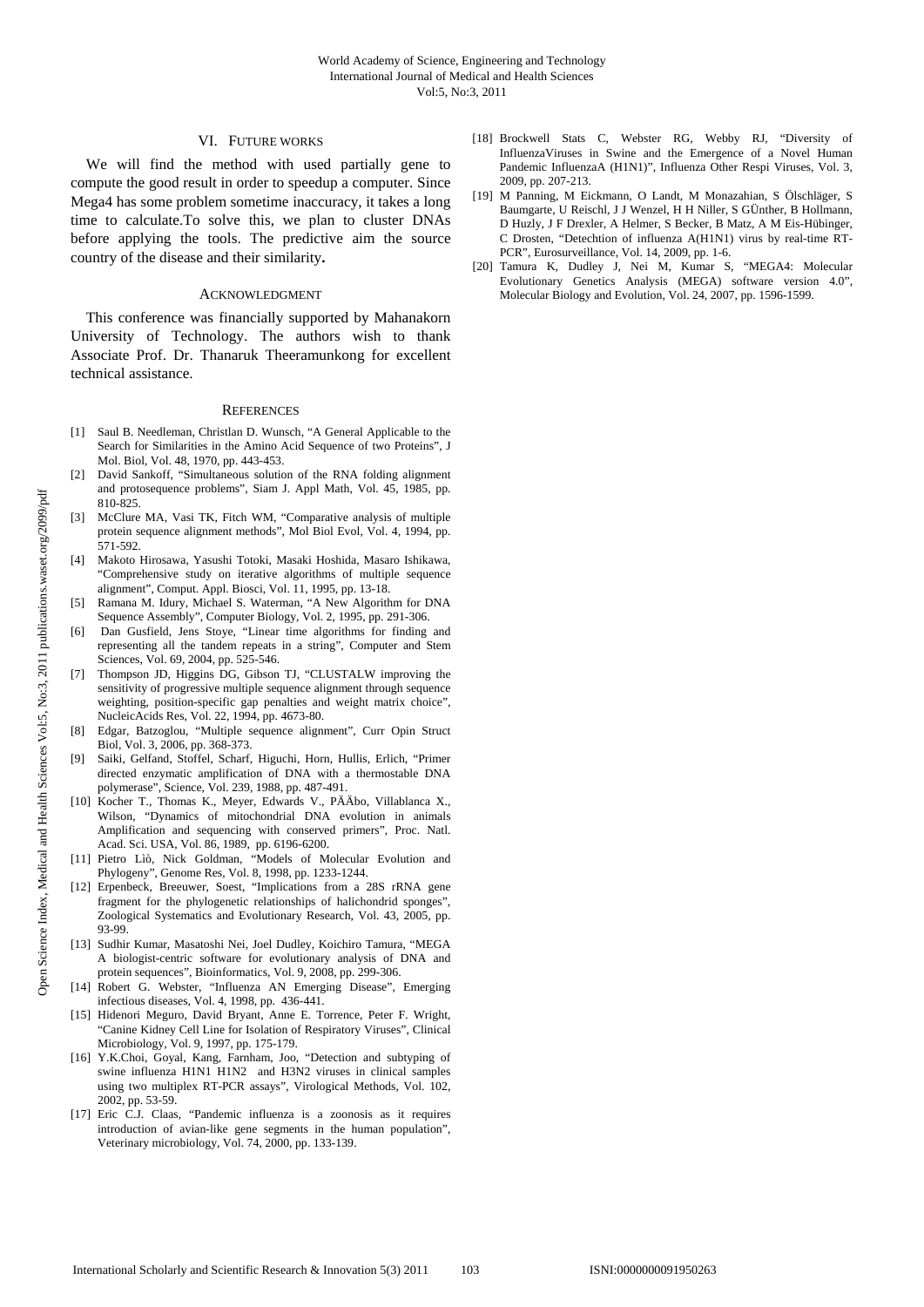## VI. Future Works

We will find the method with used partially gene to compute the good result in order to speedup a computer. Since Mega4 has some problem sometime inaccuracy, it takes a long time to calculate.To solve this, we plan to cluster DNAs before applying the tools. The predictive aim the source country of the disease and their similarity**.**

## Acknowledgment

This conference was financially supported by Mahanakorn University of Technology. The authors wish to thank Associate Prof. Dr. Thanaruk Theeramunkong for excellent technical assistance.

## References

[1] Saul B. Needleman, Christlan D. Wunsch, "A General Applicable to the Search for Similarities in the Amino Acid Sequence of two Proteins", J Mol. Biol, Vol. 48, 1970, pp. 443-453.

[2] David Sankoff, "Simultaneous solution of the RNA folding alignment and protosequence problems", Siam J. Appl Math, Vol. 45, 1985, pp. 810-825.

[3] McClure MA, Vasi TK, Fitch WM, "Comparative analysis of multiple protein sequence alignment methods", Mol Biol Evol, Vol. 4, 1994, pp. 571-592.

[4] Makoto Hirosawa, Yasushi Totoki, Masaki Hoshida, Masaro Ishikawa, "Comprehensive study on iterative algorithms of multiple sequence alignment", Comput. Appl. Biosci, Vol. 11, 1995, pp. 13-18.

[5] Ramana M. Idury, Michael S. Waterman, "A New Algorithm for DNA Sequence Assembly", Computer Biology, Vol. 2, 1995, pp. 291-306.

[6] Dan Gusfield, Jens Stoye, "Linear time algorithms for finding and representing all the tandem repeats in a string", Computer and Stem Sciences, Vol. 69, 2004, pp. 525-546.

[7] Thompson JD, Higgins DG, Gibson TJ, "CLUSTALW improving the sensitivity of progressive multiple sequence alignment through sequence weighting, position-specific gap penalties and weight matrix choice", NucleicAcids Res, Vol. 22, 1994, pp. 4673-80.

[8] Edgar, Batzoglou, "Multiple sequence alignment", Curr Opin Struct Biol, Vol. 3, 2006, pp. 368-373.

[9] Saiki, Gelfand, Stoffel, Scharf, Higuchi, Horn, Hullis, Erlich, "Primer directed enzymatic amplification of DNA with a thermostable DNA polymerase", Science, Vol. 239, 1988, pp. 487-491.

[10] Kocher T., Thomas K., Meyer, Edwards V., PÄÄbo, Villablanca X., Wilson, "Dynamics of mitochondrial DNA evolution in animals Amplification and sequencing with conserved primers", Proc. Natl. Acad. Sci. USA, Vol. 86, 1989, pp. 6196-6200.

[11] Pietro Liò, Nick Goldman, "Models of Molecular Evolution and Phylogeny", Genome Res, Vol. 8, 1998, pp. 1233-1244.

[12] Erpenbeck, Breeuwer, Soest, "Implications from a 28S rRNA gene fragment for the phylogenetic relationships of halichondrid sponges", Zoological Systematics and Evolutionary Research, Vol. 43, 2005, pp. 93-99.

[13] Sudhir Kumar, Masatoshi Nei, Joel Dudley, Koichiro Tamura, "MEGA A biologist-centric software for evolutionary analysis of DNA and protein sequences", Bioinformatics, Vol. 9, 2008, pp. 299-306.

[14] Robert G. Webster, "Influenza AN Emerging Disease", Emerging infectious diseases, Vol. 4, 1998, pp. 436-441.

[15] Hidenori Meguro, David Bryant, Anne E. Torrence, Peter F. Wright, "Canine Kidney Cell Line for Isolation of Respiratory Viruses", Clinical Microbiology, Vol. 9, 1997, pp. 175-179.

[16] Y.K.Choi, Goyal, Kang, Farnham, Joo, "Detection and subtyping of swine influenza H1N1 H1N2 and H3N2 viruses in clinical samples using two multiplex RT-PCR assays", Virological Methods, Vol. 102, 2002, pp. 53-59.

[17] Eric C.J. Claas, "Pandemic influenza is a zoonosis as it requires introduction of avian-like gene segments in the human population", Veterinary microbiology, Vol. 74, 2000, pp. 133-139.

[18] Brockwell Stats C, Webster RG, Webby RJ, "Diversity of InfluenzaViruses in Swine and the Emergence of a Novel Human Pandemic InfluenzaA (H1N1)", Influenza Other Respi Viruses, Vol. 3, 2009, pp. 207-213.

[19] M Panning, M Eickmann, O Landt, M Monazahian, S Ölschläger, S Baumgarte, U Reischl, J J Wenzel, H H Niller, S GÜnther, B Hollmann, D Huzly, J F Drexler, A Helmer, S Becker, B Matz, A M Eis-Hübinger, C Drosten, "Detechtion of influenza A(H1N1) virus by real-time RT-PCR", Eurosurveillance, Vol. 14, 2009, pp. 1-6.

[20] Tamura K, Dudley J, Nei M, Kumar S, "MEGA4: Molecular Evolutionary Genetics Analysis (MEGA) software version 4.0", Molecular Biology and Evolution, Vol. 24, 2007, pp. 1596-1599.